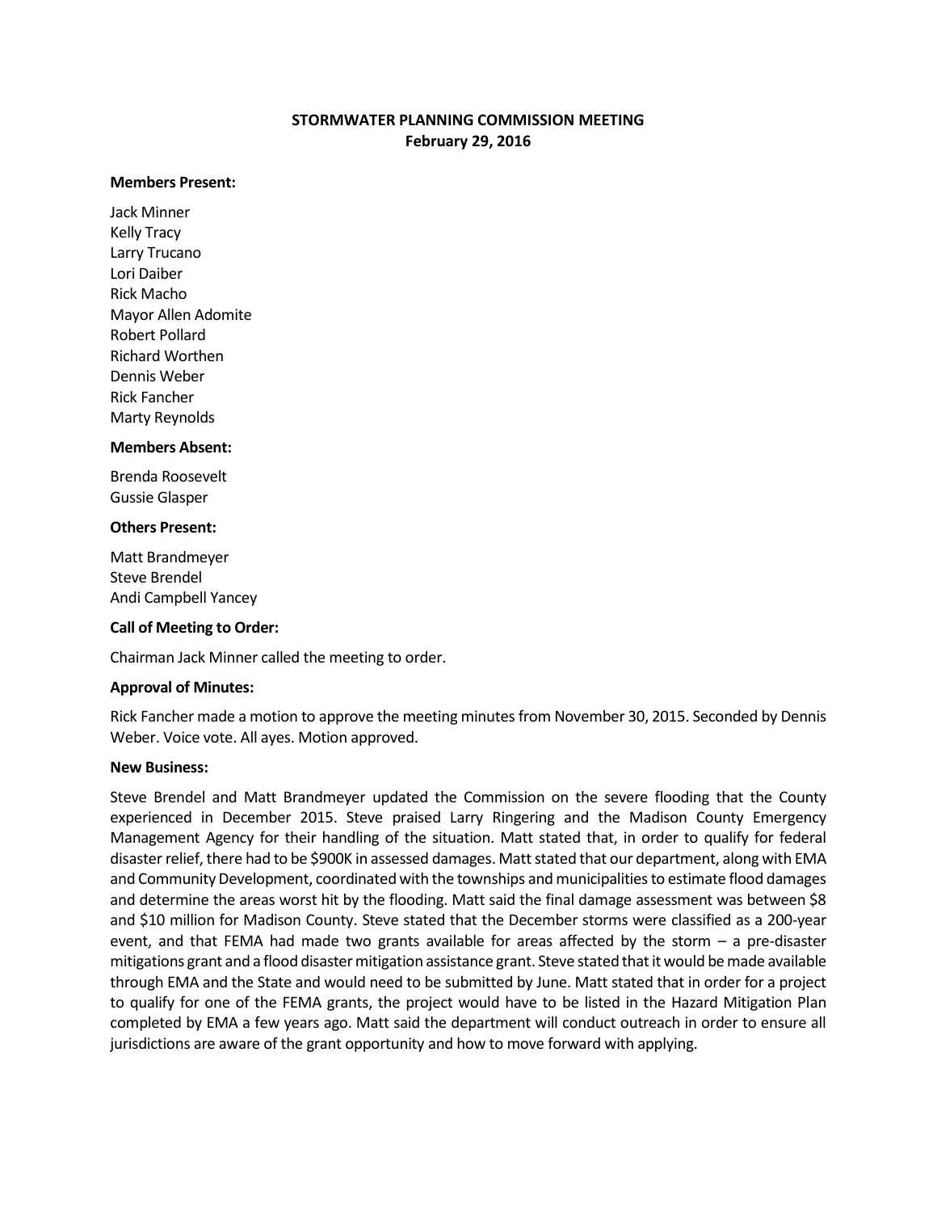# STORMWATER PLANNING COMMISSION MEETING
## February 29, 2016

**Members Present:**

Jack Minner
Kelly Tracy
Larry Trucano
Lori Daiber
Rick Macho
Mayor Allen Adomite
Robert Pollard
Richard Worthen
Dennis Weber
Rick Fancher
Marty Reynolds

**Members Absent:**

Brenda Roosevelt
Gussie Glasper

**Others Present:**

Matt Brandmeyer
Steve Brendel
Andi Campbell Yancey

**Call of Meeting to Order:**

Chairman Jack Minner called the meeting to order.

**Approval of Minutes:**

Rick Fancher made a motion to approve the meeting minutes from November 30, 2015. Seconded by Dennis Weber. Voice vote. All ayes. Motion approved.

**New Business:**

Steve Brendel and Matt Brandmeyer updated the Commission on the severe flooding that the County experienced in December 2015. Steve praised Larry Ringering and the Madison County Emergency Management Agency for their handling of the situation. Matt stated that, in order to qualify for federal disaster relief, there had to be $900K in assessed damages. Matt stated that our department, along with EMA and Community Development, coordinated with the townships and municipalities to estimate flood damages and determine the areas worst hit by the flooding. Matt said the final damage assessment was between $8 and $10 million for Madison County. Steve stated that the December storms were classified as a 200-year event, and that FEMA had made two grants available for areas affected by the storm – a pre-disaster mitigations grant and a flood disaster mitigation assistance grant. Steve stated that it would be made available through EMA and the State and would need to be submitted by June. Matt stated that in order for a project to qualify for one of the FEMA grants, the project would have to be listed in the Hazard Mitigation Plan completed by EMA a few years ago. Matt said the department will conduct outreach in order to ensure all jurisdictions are aware of the grant opportunity and how to move forward with applying.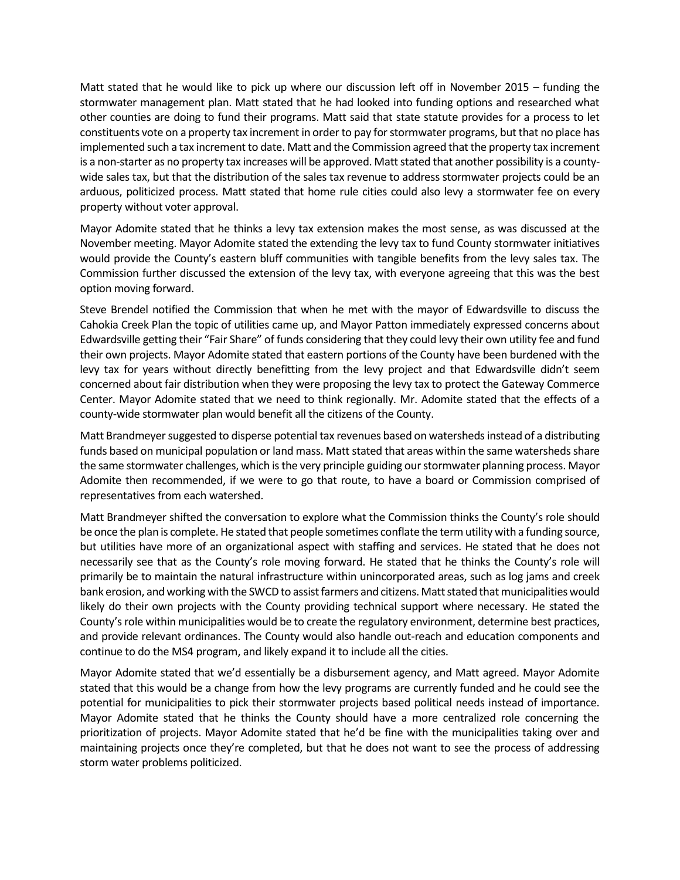Matt stated that he would like to pick up where our discussion left off in November 2015 – funding the stormwater management plan. Matt stated that he had looked into funding options and researched what other counties are doing to fund their programs. Matt said that state statute provides for a process to let constituents vote on a property tax increment in order to pay for stormwater programs, but that no place has implemented such a tax increment to date. Matt and the Commission agreed that the property tax increment is a non-starter as no property tax increases will be approved. Matt stated that another possibility is a county-wide sales tax, but that the distribution of the sales tax revenue to address stormwater projects could be an arduous, politicized process. Matt stated that home rule cities could also levy a stormwater fee on every property without voter approval.

Mayor Adomite stated that he thinks a levy tax extension makes the most sense, as was discussed at the November meeting. Mayor Adomite stated the extending the levy tax to fund County stormwater initiatives would provide the County's eastern bluff communities with tangible benefits from the levy sales tax. The Commission further discussed the extension of the levy tax, with everyone agreeing that this was the best option moving forward.

Steve Brendel notified the Commission that when he met with the mayor of Edwardsville to discuss the Cahokia Creek Plan the topic of utilities came up, and Mayor Patton immediately expressed concerns about Edwardsville getting their "Fair Share" of funds considering that they could levy their own utility fee and fund their own projects. Mayor Adomite stated that eastern portions of the County have been burdened with the levy tax for years without directly benefitting from the levy project and that Edwardsville didn't seem concerned about fair distribution when they were proposing the levy tax to protect the Gateway Commerce Center. Mayor Adomite stated that we need to think regionally. Mr. Adomite stated that the effects of a county-wide stormwater plan would benefit all the citizens of the County.

Matt Brandmeyer suggested to disperse potential tax revenues based on watersheds instead of a distributing funds based on municipal population or land mass. Matt stated that areas within the same watersheds share the same stormwater challenges, which is the very principle guiding our stormwater planning process. Mayor Adomite then recommended, if we were to go that route, to have a board or Commission comprised of representatives from each watershed.

Matt Brandmeyer shifted the conversation to explore what the Commission thinks the County's role should be once the plan is complete. He stated that people sometimes conflate the term utility with a funding source, but utilities have more of an organizational aspect with staffing and services. He stated that he does not necessarily see that as the County's role moving forward. He stated that he thinks the County's role will primarily be to maintain the natural infrastructure within unincorporated areas, such as log jams and creek bank erosion, and working with the SWCD to assist farmers and citizens. Matt stated that municipalities would likely do their own projects with the County providing technical support where necessary. He stated the County's role within municipalities would be to create the regulatory environment, determine best practices, and provide relevant ordinances. The County would also handle out-reach and education components and continue to do the MS4 program, and likely expand it to include all the cities.

Mayor Adomite stated that we'd essentially be a disbursement agency, and Matt agreed. Mayor Adomite stated that this would be a change from how the levy programs are currently funded and he could see the potential for municipalities to pick their stormwater projects based political needs instead of importance. Mayor Adomite stated that he thinks the County should have a more centralized role concerning the prioritization of projects. Mayor Adomite stated that he'd be fine with the municipalities taking over and maintaining projects once they're completed, but that he does not want to see the process of addressing storm water problems politicized.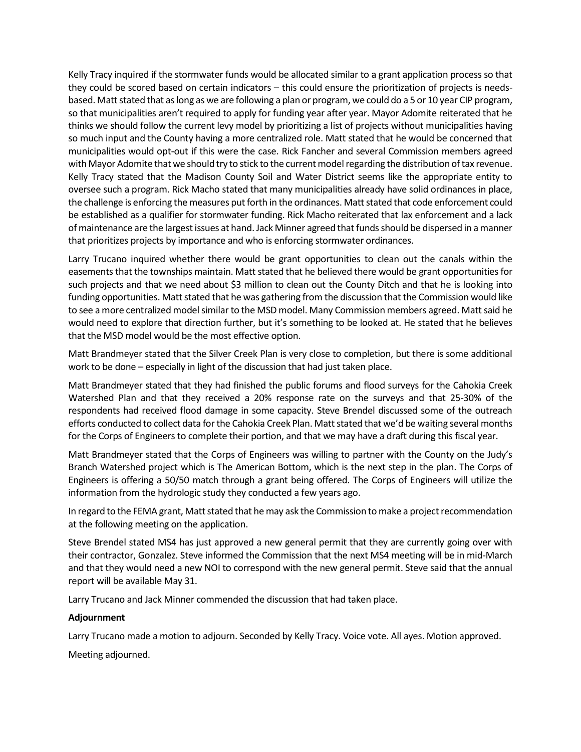Kelly Tracy inquired if the stormwater funds would be allocated similar to a grant application process so that they could be scored based on certain indicators – this could ensure the prioritization of projects is needs-based. Matt stated that as long as we are following a plan or program, we could do a 5 or 10 year CIP program, so that municipalities aren't required to apply for funding year after year. Mayor Adomite reiterated that he thinks we should follow the current levy model by prioritizing a list of projects without municipalities having so much input and the County having a more centralized role. Matt stated that he would be concerned that municipalities would opt-out if this were the case. Rick Fancher and several Commission members agreed with Mayor Adomite that we should try to stick to the current model regarding the distribution of tax revenue. Kelly Tracy stated that the Madison County Soil and Water District seems like the appropriate entity to oversee such a program. Rick Macho stated that many municipalities already have solid ordinances in place, the challenge is enforcing the measures put forth in the ordinances. Matt stated that code enforcement could be established as a qualifier for stormwater funding. Rick Macho reiterated that lax enforcement and a lack of maintenance are the largest issues at hand. Jack Minner agreed that funds should be dispersed in a manner that prioritizes projects by importance and who is enforcing stormwater ordinances.

Larry Trucano inquired whether there would be grant opportunities to clean out the canals within the easements that the townships maintain. Matt stated that he believed there would be grant opportunities for such projects and that we need about $3 million to clean out the County Ditch and that he is looking into funding opportunities. Matt stated that he was gathering from the discussion that the Commission would like to see a more centralized model similar to the MSD model. Many Commission members agreed. Matt said he would need to explore that direction further, but it's something to be looked at. He stated that he believes that the MSD model would be the most effective option.

Matt Brandmeyer stated that the Silver Creek Plan is very close to completion, but there is some additional work to be done – especially in light of the discussion that had just taken place.

Matt Brandmeyer stated that they had finished the public forums and flood surveys for the Cahokia Creek Watershed Plan and that they received a 20% response rate on the surveys and that 25-30% of the respondents had received flood damage in some capacity. Steve Brendel discussed some of the outreach efforts conducted to collect data for the Cahokia Creek Plan. Matt stated that we'd be waiting several months for the Corps of Engineers to complete their portion, and that we may have a draft during this fiscal year.

Matt Brandmeyer stated that the Corps of Engineers was willing to partner with the County on the Judy's Branch Watershed project which is The American Bottom, which is the next step in the plan. The Corps of Engineers is offering a 50/50 match through a grant being offered. The Corps of Engineers will utilize the information from the hydrologic study they conducted a few years ago.

In regard to the FEMA grant, Matt stated that he may ask the Commission to make a project recommendation at the following meeting on the application.

Steve Brendel stated MS4 has just approved a new general permit that they are currently going over with their contractor, Gonzalez. Steve informed the Commission that the next MS4 meeting will be in mid-March and that they would need a new NOI to correspond with the new general permit. Steve said that the annual report will be available May 31.

Larry Trucano and Jack Minner commended the discussion that had taken place.

**Adjournment**

Larry Trucano made a motion to adjourn. Seconded by Kelly Tracy. Voice vote. All ayes. Motion approved.

Meeting adjourned.